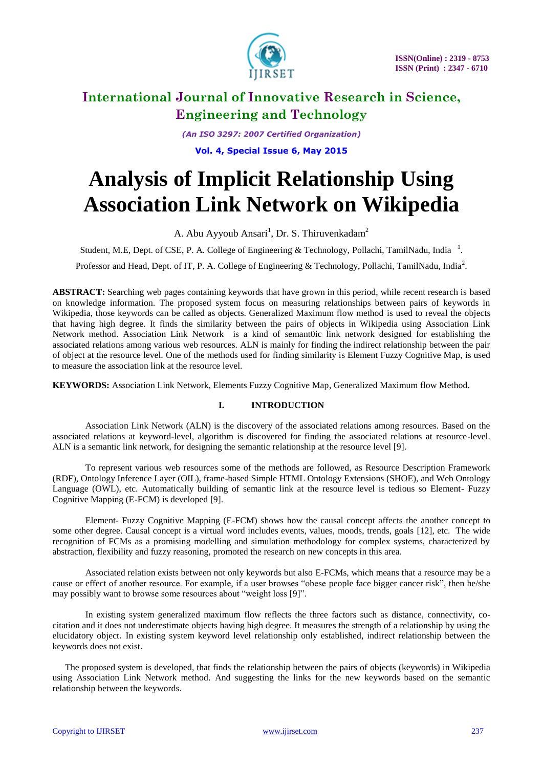# Analysis of Implicit Relationship Using Association Link Network on Wikipedia

A. Abu Ayyoub Ansari[1], Dr. S. Thiruvenkadam[2]

Student, M.E, Dept. of CSE, P. A. College of Engineering & Technology, Pollachi, TamilNadu, India [1].

Professor and Head, Dept. of IT, P. A. College of Engineering & Technology, Pollachi, TamilNadu, India[2].

**ABSTRACT:** Searching web pages containing keywords that have grown in this period, while recent research is based on knowledge information. The proposed system focus on measuring relationships between pairs of keywords in Wikipedia, those keywords can be called as objects. Generalized Maximum flow method is used to reveal the objects that having high degree. It finds the similarity between the pairs of objects in Wikipedia using Association Link Network method. Association Link Network is a kind of semant0ic link network designed for establishing the associated relations among various web resources. ALN is mainly for finding the indirect relationship between the pair of object at the resource level. One of the methods used for finding similarity is Element Fuzzy Cognitive Map, is used to measure the association link at the resource level.

**KEYWORDS:** Association Link Network, Elements Fuzzy Cognitive Map, Generalized Maximum flow Method.

## I. INTRODUCTION

Association Link Network (ALN) is the discovery of the associated relations among resources. Based on the associated relations at keyword-level, algorithm is discovered for finding the associated relations at resource-level. ALN is a semantic link network, for designing the semantic relationship at the resource level [9].

To represent various web resources some of the methods are followed, as Resource Description Framework (RDF), Ontology Inference Layer (OIL), frame-based Simple HTML Ontology Extensions (SHOE), and Web Ontology Language (OWL), etc. Automatically building of semantic link at the resource level is tedious so Element- Fuzzy Cognitive Mapping (E-FCM) is developed [9].

Element- Fuzzy Cognitive Mapping (E-FCM) shows how the causal concept affects the another concept to some other degree. Causal concept is a virtual word includes events, values, moods, trends, goals [12], etc. The wide recognition of FCMs as a promising modelling and simulation methodology for complex systems, characterized by abstraction, flexibility and fuzzy reasoning, promoted the research on new concepts in this area.

Associated relation exists between not only keywords but also E-FCMs, which means that a resource may be a cause or effect of another resource. For example, if a user browses "obese people face bigger cancer risk", then he/she may possibly want to browse some resources about "weight loss [9]".

In existing system generalized maximum flow reflects the three factors such as distance, connectivity, co-citation and it does not underestimate objects having high degree. It measures the strength of a relationship by using the elucidatory object. In existing system keyword level relationship only established, indirect relationship between the keywords does not exist.

The proposed system is developed, that finds the relationship between the pairs of objects (keywords) in Wikipedia using Association Link Network method. And suggesting the links for the new keywords based on the semantic relationship between the keywords.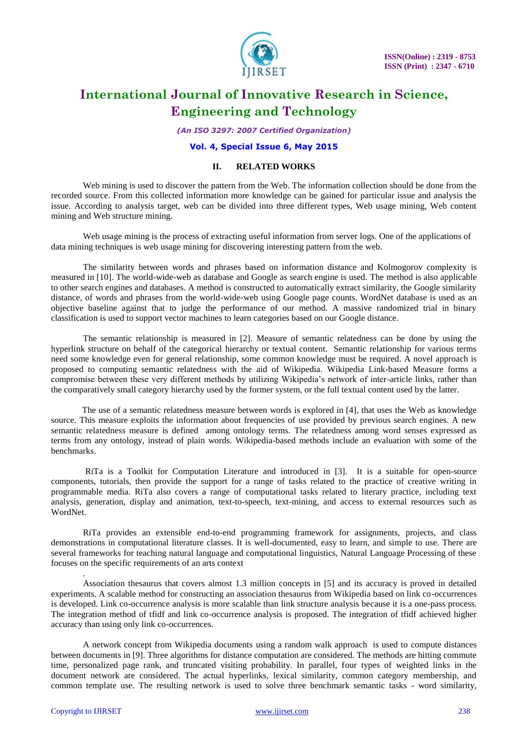## II. RELATED WORKS

Web mining is used to discover the pattern from the Web. The information collection should be done from the recorded source. From this collected information more knowledge can be gained for particular issue and analysis the issue. According to analysis target, web can be divided into three different types, Web usage mining, Web content mining and Web structure mining.

Web usage mining is the process of extracting useful information from server logs. One of the applications of data mining techniques is web usage mining for discovering interesting pattern from the web.

The similarity between words and phrases based on information distance and Kolmogorov complexity is measured in [10]. The world-wide-web as database and Google as search engine is used. The method is also applicable to other search engines and databases. A method is constructed to automatically extract similarity, the Google similarity distance, of words and phrases from the world-wide-web using Google page counts. WordNet database is used as an objective baseline against that to judge the performance of our method. A massive randomized trial in binary classification is used to support vector machines to learn categories based on our Google distance.

The semantic relationship is measured in [2]. Measure of semantic relatedness can be done by using the hyperlink structure on behalf of the categorical hierarchy or textual content. Semantic relationship for various terms need some knowledge even for general relationship, some common knowledge must be required. A novel approach is proposed to computing semantic relatedness with the aid of Wikipedia. Wikipedia Link-based Measure forms a compromise between these very different methods by utilizing Wikipedia's network of inter-article links, rather than the comparatively small category hierarchy used by the former system, or the full textual content used by the latter.

The use of a semantic relatedness measure between words is explored in [4], that uses the Web as knowledge source. This measure exploits the information about frequencies of use provided by previous search engines. A new semantic relatedness measure is defined among ontology terms. The relatedness among word senses expressed as terms from any ontology, instead of plain words. Wikipedia-based methods include an evaluation with some of the benchmarks.

RiTa is a Toolkit for Computation Literature and introduced in [3]. It is a suitable for open-source components, tutorials, then provide the support for a range of tasks related to the practice of creative writing in programmable media. RiTa also covers a range of computational tasks related to literary practice, including text analysis, generation, display and animation, text-to-speech, text-mining, and access to external resources such as WordNet.

RiTa provides an extensible end-to-end programming framework for assignments, projects, and class demonstrations in computational literature classes. It is well-documented, easy to learn, and simple to use. There are several frameworks for teaching natural language and computational linguistics, Natural Language Processing of these focuses on the specific requirements of an arts context

.

Association thesaurus that covers almost 1.3 million concepts in [5] and its accuracy is proved in detailed experiments. A scalable method for constructing an association thesaurus from Wikipedia based on link co-occurrences is developed. Link co-occurrence analysis is more scalable than link structure analysis because it is a one-pass process. The integration method of tfidf and link co-occurrence analysis is proposed. The integration of tfidf achieved higher accuracy than using only link co-occurrences.

A network concept from Wikipedia documents using a random walk approach is used to compute distances between documents in [9]. Three algorithms for distance computation are considered. The methods are hitting commute time, personalized page rank, and truncated visiting probability. In parallel, four types of weighted links in the document network are considered. The actual hyperlinks, lexical similarity, common category membership, and common template use. The resulting network is used to solve three benchmark semantic tasks - word similarity,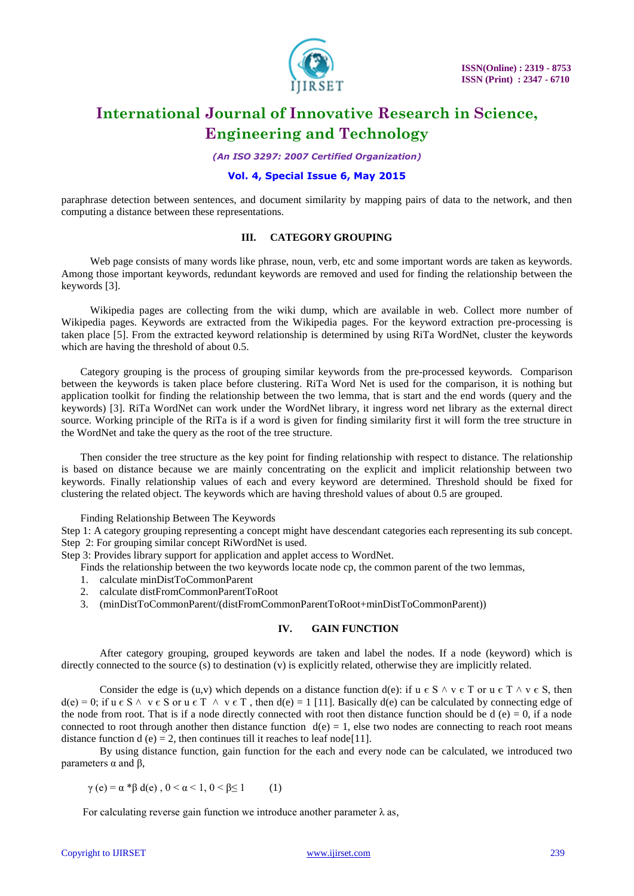paraphrase detection between sentences, and document similarity by mapping pairs of data to the network, and then computing a distance between these representations.

## III. CATEGORY GROUPING

Web page consists of many words like phrase, noun, verb, etc and some important words are taken as keywords. Among those important keywords, redundant keywords are removed and used for finding the relationship between the keywords [3].

Wikipedia pages are collecting from the wiki dump, which are available in web. Collect more number of Wikipedia pages. Keywords are extracted from the Wikipedia pages. For the keyword extraction pre-processing is taken place [5]. From the extracted keyword relationship is determined by using RiTa WordNet, cluster the keywords which are having the threshold of about 0.5.

Category grouping is the process of grouping similar keywords from the pre-processed keywords. Comparison between the keywords is taken place before clustering. RiTa Word Net is used for the comparison, it is nothing but application toolkit for finding the relationship between the two lemma, that is start and the end words (query and the keywords) [3]. RiTa WordNet can work under the WordNet library, it ingress word net library as the external direct source. Working principle of the RiTa is if a word is given for finding similarity first it will form the tree structure in the WordNet and take the query as the root of the tree structure.

Then consider the tree structure as the key point for finding relationship with respect to distance. The relationship is based on distance because we are mainly concentrating on the explicit and implicit relationship between two keywords. Finally relationship values of each and every keyword are determined. Threshold should be fixed for clustering the related object. The keywords which are having threshold values of about 0.5 are grouped.

Finding Relationship Between The Keywords

Step 1: A category grouping representing a concept might have descendant categories each representing its sub concept.
Step 2: For grouping similar concept RiWordNet is used.
Step 3: Provides library support for application and applet access to WordNet.

Finds the relationship between the two keywords locate node cp, the common parent of the two lemmas,

1. calculate minDistToCommonParent
2. calculate distFromCommonParentToRoot
3. (minDistToCommonParent/(distFromCommonParentToRoot+minDistToCommonParent))

## IV. GAIN FUNCTION

After category grouping, grouped keywords are taken and label the nodes. If a node (keyword) which is directly connected to the source (s) to destination (v) is explicitly related, otherwise they are implicitly related.

Consider the edge is (u,v) which depends on a distance function d(e): if $u \in S \wedge v \in T$ or $u \in T \wedge v \in S$, then $d(e) = 0$; if $u \in S \wedge v \in S$ or $u \in T \wedge v \in T$, then $d(e) = 1$ [11]. Basically d(e) can be calculated by connecting edge of the node from root. That is if a node directly connected with root then distance function should be $d(e) = 0$, if a node connected to root through another then distance function $d(e) = 1$, else two nodes are connecting to reach root means distance function $d(e) = 2$, then continues till it reaches to leaf node[11].

By using distance function, gain function for the each and every node can be calculated, we introduced two parameters $\alpha$ and $\beta$,

$$\gamma(e) = \alpha * \beta^{d(e)}, \; 0 < \alpha < 1, \; 0 < \beta \leq 1 \qquad (1)$$

For calculating reverse gain function we introduce another parameter $\lambda$ as,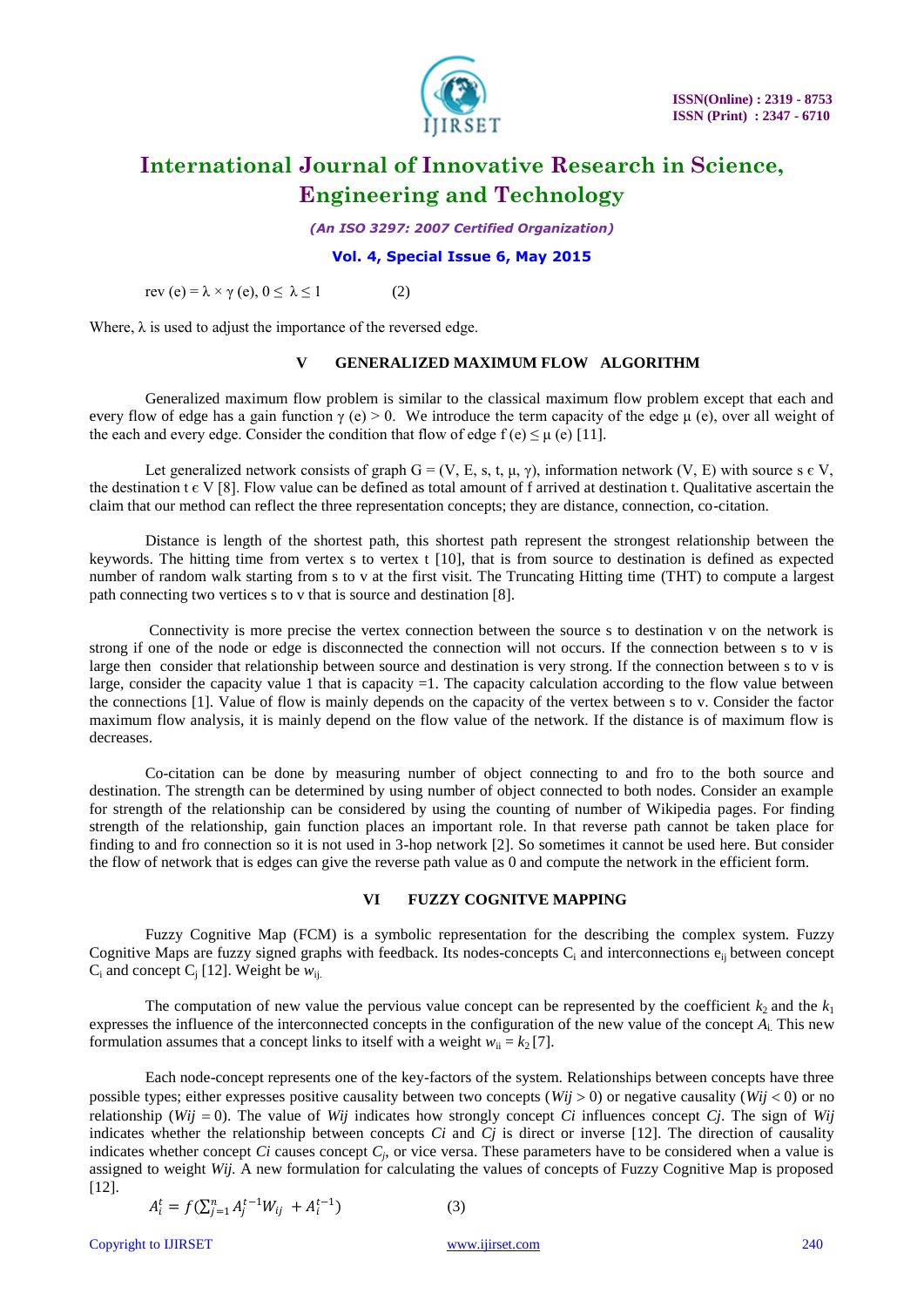$$\text{rev}(e) = \lambda \times \gamma(e), 0 \leq \lambda \leq 1 \qquad (2)$$

Where, λ is used to adjust the importance of the reversed edge.

## V GENERALIZED MAXIMUM FLOW ALGORITHM

Generalized maximum flow problem is similar to the classical maximum flow problem except that each and every flow of edge has a gain function $\gamma(e) > 0$. We introduce the term capacity of the edge $\mu(e)$, over all weight of the each and every edge. Consider the condition that flow of edge $f(e) \leq \mu(e)$ [11].

Let generalized network consists of graph $G = (V, E, s, t, \mu, \gamma)$, information network (V, E) with source $s \in V$, the destination $t \in V$ [8]. Flow value can be defined as total amount of f arrived at destination t. Qualitative ascertain the claim that our method can reflect the three representation concepts; they are distance, connection, co-citation.

Distance is length of the shortest path, this shortest path represent the strongest relationship between the keywords. The hitting time from vertex s to vertex t [10], that is from source to destination is defined as expected number of random walk starting from s to v at the first visit. The Truncating Hitting time (THT) to compute a largest path connecting two vertices s to v that is source and destination [8].

Connectivity is more precise the vertex connection between the source s to destination v on the network is strong if one of the node or edge is disconnected the connection will not occurs. If the connection between s to v is large then consider that relationship between source and destination is very strong. If the connection between s to v is large, consider the capacity value 1 that is capacity =1. The capacity calculation according to the flow value between the connections [1]. Value of flow is mainly depends on the capacity of the vertex between s to v. Consider the factor maximum flow analysis, it is mainly depend on the flow value of the network. If the distance is of maximum flow is decreases.

Co-citation can be done by measuring number of object connecting to and fro to the both source and destination. The strength can be determined by using number of object connected to both nodes. Consider an example for strength of the relationship can be considered by using the counting of number of Wikipedia pages. For finding strength of the relationship, gain function places an important role. In that reverse path cannot be taken place for finding to and fro connection so it is not used in 3-hop network [2]. So sometimes it cannot be used here. But consider the flow of network that is edges can give the reverse path value as 0 and compute the network in the efficient form.

## VI FUZZY COGNITVE MAPPING

Fuzzy Cognitive Map (FCM) is a symbolic representation for the describing the complex system. Fuzzy Cognitive Maps are fuzzy signed graphs with feedback. Its nodes-concepts $C_i$ and interconnections $e_{ij}$ between concept $C_i$ and concept $C_j$ [12]. Weight be $w_{ij}$.

The computation of new value the pervious value concept can be represented by the coefficient $k_2$ and the $k_1$ expresses the influence of the interconnected concepts in the configuration of the new value of the concept $A_i$. This new formulation assumes that a concept links to itself with a weight $w_{ii} = k_2$ [7].

Each node-concept represents one of the key-factors of the system. Relationships between concepts have three possible types; either expresses positive causality between two concepts ($Wij > 0$) or negative causality ($Wij < 0$) or no relationship ($Wij = 0$). The value of $Wij$ indicates how strongly concept $Ci$ influences concept $Cj$. The sign of $Wij$ indicates whether the relationship between concepts $Ci$ and $Cj$ is direct or inverse [12]. The direction of causality indicates whether concept $Ci$ causes concept $C_j$, or vice versa. These parameters have to be considered when a value is assigned to weight $Wij$. A new formulation for calculating the values of concepts of Fuzzy Cognitive Map is proposed [12].

$$A_i^t = f\left(\sum_{j=1}^{n} A_j^{t-1} W_{ij} + A_i^{t-1}\right) \qquad (3)$$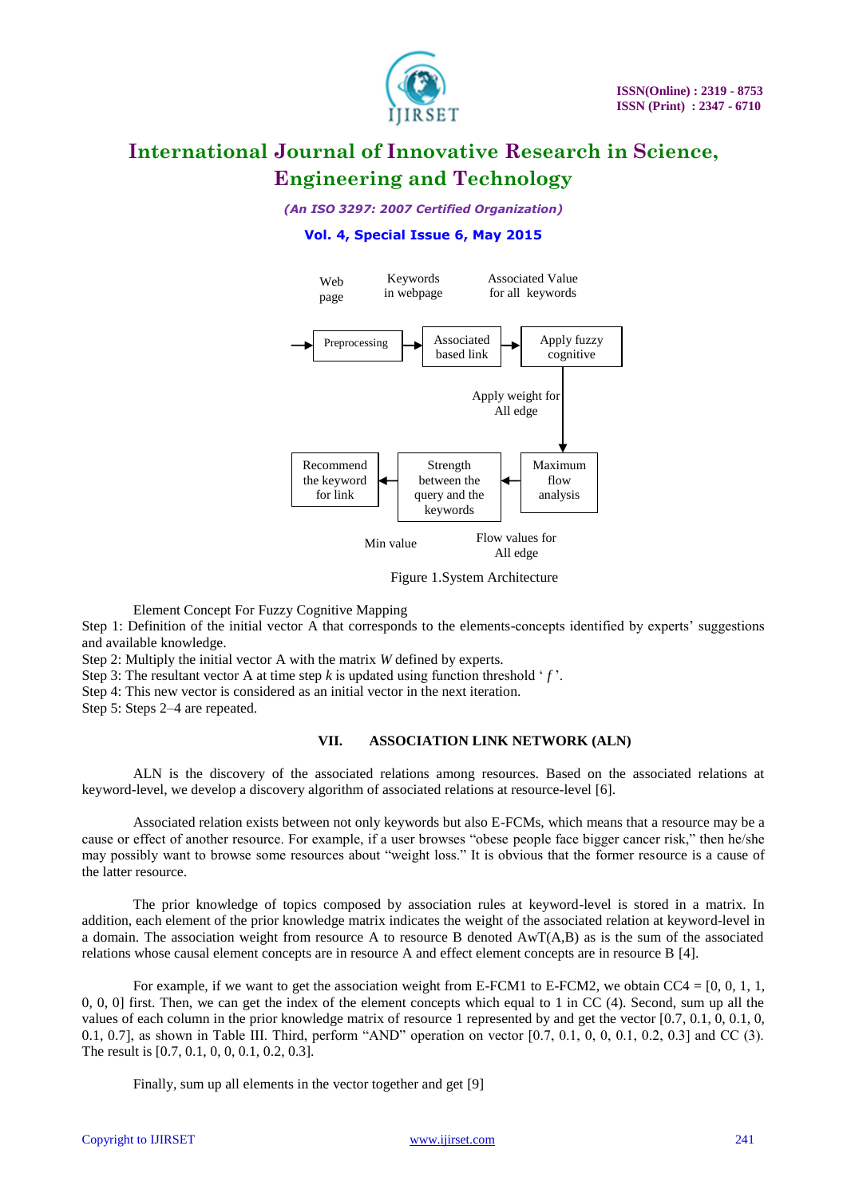Web page

Keywords in webpage

Associated Value for all keywords

Preprocessing → Associated based link → Apply fuzzy cognitive

Apply weight for All edge

Maximum flow analysis → Strength between the query and the keywords → Recommend the keyword for link

Min value

Flow values for All edge

Figure 1.System Architecture

Element Concept For Fuzzy Cognitive Mapping

Step 1: Definition of the initial vector A that corresponds to the elements-concepts identified by experts' suggestions and available knowledge.

Step 2: Multiply the initial vector A with the matrix *W* defined by experts.

Step 3: The resultant vector A at time step *k* is updated using function threshold '*f*'.

Step 4: This new vector is considered as an initial vector in the next iteration.

Step 5: Steps 2–4 are repeated.

## VII. ASSOCIATION LINK NETWORK (ALN)

ALN is the discovery of the associated relations among resources. Based on the associated relations at keyword-level, we develop a discovery algorithm of associated relations at resource-level [6].

Associated relation exists between not only keywords but also E-FCMs, which means that a resource may be a cause or effect of another resource. For example, if a user browses "obese people face bigger cancer risk," then he/she may possibly want to browse some resources about "weight loss." It is obvious that the former resource is a cause of the latter resource.

The prior knowledge of topics composed by association rules at keyword-level is stored in a matrix. In addition, each element of the prior knowledge matrix indicates the weight of the associated relation at keyword-level in a domain. The association weight from resource A to resource B denoted AwT(A,B) as is the sum of the associated relations whose causal element concepts are in resource A and effect element concepts are in resource B [4].

For example, if we want to get the association weight from E-FCM1 to E-FCM2, we obtain CC4 = [0, 0, 1, 1, 0, 0, 0] first. Then, we can get the index of the element concepts which equal to 1 in CC (4). Second, sum up all the values of each column in the prior knowledge matrix of resource 1 represented by and get the vector [0.7, 0.1, 0, 0.1, 0, 0.1, 0.7], as shown in Table III. Third, perform "AND" operation on vector [0.7, 0.1, 0, 0, 0.1, 0.2, 0.3] and CC (3). The result is [0.7, 0.1, 0, 0, 0.1, 0.2, 0.3].

Finally, sum up all elements in the vector together and get [9]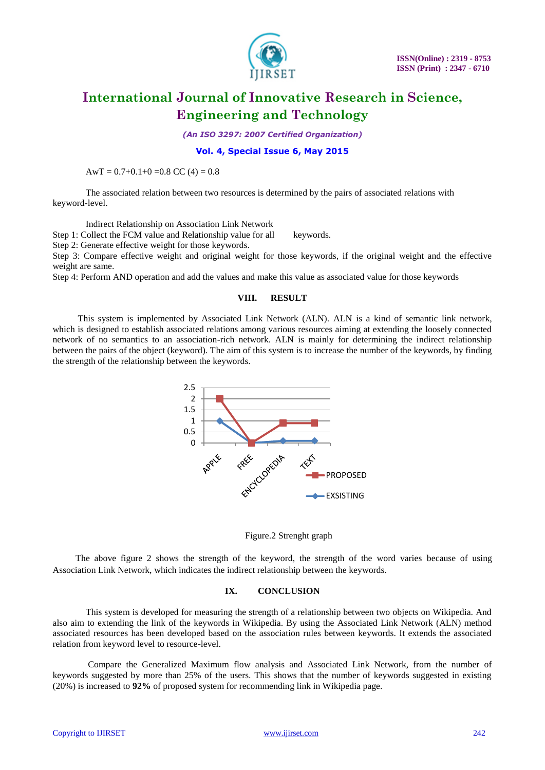AwT = 0.7+0.1+0 =0.8 CC (4) = 0.8

The associated relation between two resources is determined by the pairs of associated relations with keyword-level.

Indirect Relationship on Association Link Network

Step 1: Collect the FCM value and Relationship value for all keywords.

Step 2: Generate effective weight for those keywords.

Step 3: Compare effective weight and original weight for those keywords, if the original weight and the effective weight are same.

Step 4: Perform AND operation and add the values and make this value as associated value for those keywords

## VIII. RESULT

This system is implemented by Associated Link Network (ALN). ALN is a kind of semantic link network, which is designed to establish associated relations among various resources aiming at extending the loosely connected network of no semantics to an association-rich network. ALN is mainly for determining the indirect relationship between the pairs of the object (keyword). The aim of this system is to increase the number of the keywords, by finding the strength of the relationship between the keywords.

Figure.2 Strenght graph

The above figure 2 shows the strength of the keyword, the strength of the word varies because of using Association Link Network, which indicates the indirect relationship between the keywords.

## IX. CONCLUSION

This system is developed for measuring the strength of a relationship between two objects on Wikipedia. And also aim to extending the link of the keywords in Wikipedia. By using the Associated Link Network (ALN) method associated resources has been developed based on the association rules between keywords. It extends the associated relation from keyword level to resource-level.

Compare the Generalized Maximum flow analysis and Associated Link Network, from the number of keywords suggested by more than 25% of the users. This shows that the number of keywords suggested in existing (20%) is increased to **92%** of proposed system for recommending link in Wikipedia page.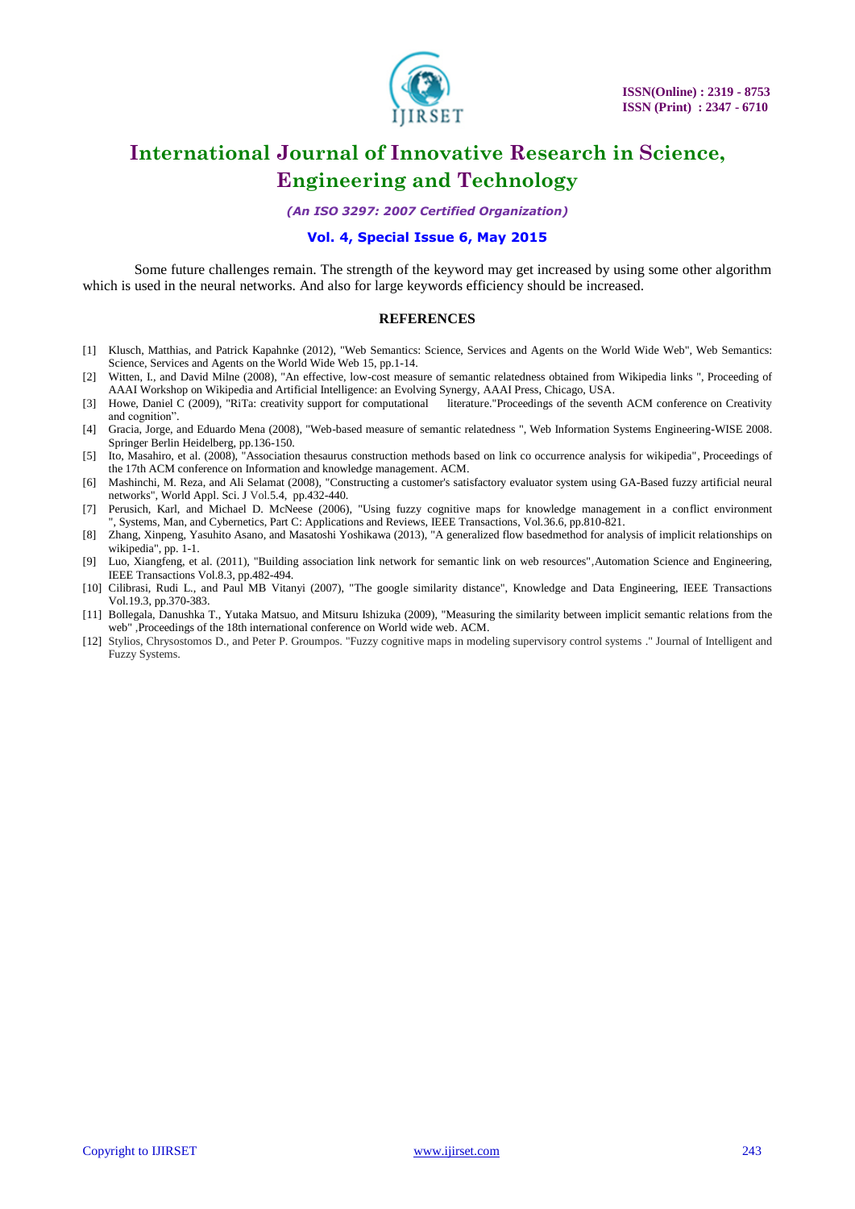Some future challenges remain. The strength of the keyword may get increased by using some other algorithm which is used in the neural networks. And also for large keywords efficiency should be increased.

## REFERENCES

[1] Klusch, Matthias, and Patrick Kapahnke (2012), "Web Semantics: Science, Services and Agents on the World Wide Web", Web Semantics: Science, Services and Agents on the World Wide Web 15, pp.1-14.

[2] Witten, I., and David Milne (2008), "An effective, low-cost measure of semantic relatedness obtained from Wikipedia links ", Proceeding of AAAI Workshop on Wikipedia and Artificial Intelligence: an Evolving Synergy, AAAI Press, Chicago, USA.

[3] Howe, Daniel C (2009), "RiTa: creativity support for computational literature."Proceedings of the seventh ACM conference on Creativity and cognition".

[4] Gracia, Jorge, and Eduardo Mena (2008), "Web-based measure of semantic relatedness ", Web Information Systems Engineering-WISE 2008. Springer Berlin Heidelberg, pp.136-150.

[5] Ito, Masahiro, et al. (2008), "Association thesaurus construction methods based on link co occurrence analysis for wikipedia", Proceedings of the 17th ACM conference on Information and knowledge management. ACM.

[6] Mashinchi, M. Reza, and Ali Selamat (2008), "Constructing a customer's satisfactory evaluator system using GA-Based fuzzy artificial neural networks", World Appl. Sci. J Vol.5.4, pp.432-440.

[7] Perusich, Karl, and Michael D. McNeese (2006), "Using fuzzy cognitive maps for knowledge management in a conflict environment ", Systems, Man, and Cybernetics, Part C: Applications and Reviews, IEEE Transactions, Vol.36.6, pp.810-821.

[8] Zhang, Xinpeng, Yasuhito Asano, and Masatoshi Yoshikawa (2013), "A generalized flow basedmethod for analysis of implicit relationships on wikipedia", pp. 1-1.

[9] Luo, Xiangfeng, et al. (2011), "Building association link network for semantic link on web resources",Automation Science and Engineering, IEEE Transactions Vol.8.3, pp.482-494.

[10] Cilibrasi, Rudi L., and Paul MB Vitanyi (2007), "The google similarity distance", Knowledge and Data Engineering, IEEE Transactions Vol.19.3, pp.370-383.

[11] Bollegala, Danushka T., Yutaka Matsuo, and Mitsuru Ishizuka (2009), "Measuring the similarity between implicit semantic relations from the web" ,Proceedings of the 18th international conference on World wide web. ACM.

[12] Stylios, Chrysostomos D., and Peter P. Groumpos. "Fuzzy cognitive maps in modeling supervisory control systems ." Journal of Intelligent and Fuzzy Systems.